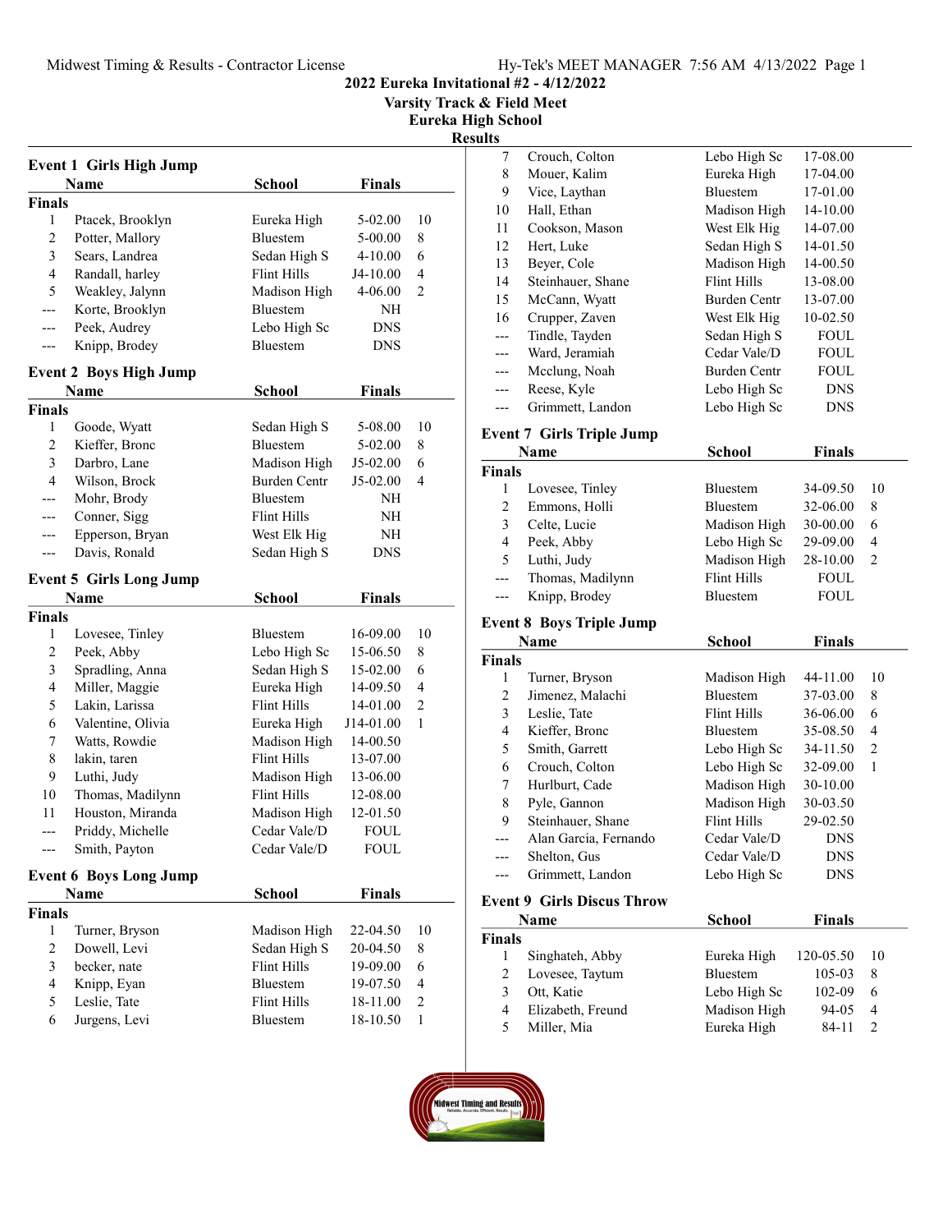# 2022 Eureka Invitational #2 - 4/12/2022

## Varsity Track & Field Meet

## Eureka High School

## Results

### Event 1 Girls High Jump

**Finals**

| | Name | School | Finals | |
|---|---|---|---|---|
| 1 | Ptacek, Brooklyn | Eureka High | 5-02.00 | 10 |
| 2 | Potter, Mallory | Bluestem | 5-00.00 | 8 |
| 3 | Sears, Landrea | Sedan High S | 4-10.00 | 6 |
| 4 | Randall, harley | Flint Hills | J4-10.00 | 4 |
| 5 | Weakley, Jalynn | Madison High | 4-06.00 | 2 |
| --- | Korte, Brooklyn | Bluestem | NH | |
| --- | Peek, Audrey | Lebo High Sc | DNS | |
| --- | Knipp, Brodey | Bluestem | DNS | |

### Event 2 Boys High Jump

**Finals**

| | Name | School | Finals | |
|---|---|---|---|---|
| 1 | Goode, Wyatt | Sedan High S | 5-08.00 | 10 |
| 2 | Kieffer, Bronc | Bluestem | 5-02.00 | 8 |
| 3 | Darbro, Lane | Madison High | J5-02.00 | 6 |
| 4 | Wilson, Brock | Burden Centr | J5-02.00 | 4 |
| --- | Mohr, Brody | Bluestem | NH | |
| --- | Conner, Sigg | Flint Hills | NH | |
| --- | Epperson, Bryan | West Elk Hig | NH | |
| --- | Davis, Ronald | Sedan High S | DNS | |

### Event 5 Girls Long Jump

**Finals**

| | Name | School | Finals | |
|---|---|---|---|---|
| 1 | Lovesee, Tinley | Bluestem | 16-09.00 | 10 |
| 2 | Peek, Abby | Lebo High Sc | 15-06.50 | 8 |
| 3 | Spradling, Anna | Sedan High S | 15-02.00 | 6 |
| 4 | Miller, Maggie | Eureka High | 14-09.50 | 4 |
| 5 | Lakin, Larissa | Flint Hills | 14-01.00 | 2 |
| 6 | Valentine, Olivia | Eureka High | J14-01.00 | 1 |
| 7 | Watts, Rowdie | Madison High | 14-00.50 | |
| 8 | lakin, taren | Flint Hills | 13-07.00 | |
| 9 | Luthi, Judy | Madison High | 13-06.00 | |
| 10 | Thomas, Madilynn | Flint Hills | 12-08.00 | |
| 11 | Houston, Miranda | Madison High | 12-01.50 | |
| --- | Priddy, Michelle | Cedar Vale/D | FOUL | |
| --- | Smith, Payton | Cedar Vale/D | FOUL | |

### Event 6 Boys Long Jump

**Finals**

| | Name | School | Finals | |
|---|---|---|---|---|
| 1 | Turner, Bryson | Madison High | 22-04.50 | 10 |
| 2 | Dowell, Levi | Sedan High S | 20-04.50 | 8 |
| 3 | becker, nate | Flint Hills | 19-09.00 | 6 |
| 4 | Knipp, Eyan | Bluestem | 19-07.50 | 4 |
| 5 | Leslie, Tate | Flint Hills | 18-11.00 | 2 |
| 6 | Jurgens, Levi | Bluestem | 18-10.50 | 1 |
| 7 | Crouch, Colton | Lebo High Sc | 17-08.00 | |
| 8 | Mouer, Kalim | Eureka High | 17-04.00 | |
| 9 | Vice, Laythan | Bluestem | 17-01.00 | |
| 10 | Hall, Ethan | Madison High | 14-10.00 | |
| 11 | Cookson, Mason | West Elk Hig | 14-07.00 | |
| 12 | Hert, Luke | Sedan High S | 14-01.50 | |
| 13 | Beyer, Cole | Madison High | 14-00.50 | |
| 14 | Steinhauer, Shane | Flint Hills | 13-08.00 | |
| 15 | McCann, Wyatt | Burden Centr | 13-07.00 | |
| 16 | Crupper, Zaven | West Elk Hig | 10-02.50 | |
| --- | Tindle, Tayden | Sedan High S | FOUL | |
| --- | Ward, Jeramiah | Cedar Vale/D | FOUL | |
| --- | Mcclung, Noah | Burden Centr | FOUL | |
| --- | Reese, Kyle | Lebo High Sc | DNS | |
| --- | Grimmett, Landon | Lebo High Sc | DNS | |

### Event 7 Girls Triple Jump

**Finals**

| | Name | School | Finals | |
|---|---|---|---|---|
| 1 | Lovesee, Tinley | Bluestem | 34-09.50 | 10 |
| 2 | Emmons, Holli | Bluestem | 32-06.00 | 8 |
| 3 | Celte, Lucie | Madison High | 30-00.00 | 6 |
| 4 | Peek, Abby | Lebo High Sc | 29-09.00 | 4 |
| 5 | Luthi, Judy | Madison High | 28-10.00 | 2 |
| --- | Thomas, Madilynn | Flint Hills | FOUL | |
| --- | Knipp, Brodey | Bluestem | FOUL | |

### Event 8 Boys Triple Jump

**Finals**

| | Name | School | Finals | |
|---|---|---|---|---|
| 1 | Turner, Bryson | Madison High | 44-11.00 | 10 |
| 2 | Jimenez, Malachi | Bluestem | 37-03.00 | 8 |
| 3 | Leslie, Tate | Flint Hills | 36-06.00 | 6 |
| 4 | Kieffer, Bronc | Bluestem | 35-08.50 | 4 |
| 5 | Smith, Garrett | Lebo High Sc | 34-11.50 | 2 |
| 6 | Crouch, Colton | Lebo High Sc | 32-09.00 | 1 |
| 7 | Hurlburt, Cade | Madison High | 30-10.00 | |
| 8 | Pyle, Gannon | Madison High | 30-03.50 | |
| 9 | Steinhauer, Shane | Flint Hills | 29-02.50 | |
| --- | Alan Garcia, Fernando | Cedar Vale/D | DNS | |
| --- | Shelton, Gus | Cedar Vale/D | DNS | |
| --- | Grimmett, Landon | Lebo High Sc | DNS | |

### Event 9 Girls Discus Throw

**Finals**

| | Name | School | Finals | |
|---|---|---|---|---|
| 1 | Singhateh, Abby | Eureka High | 120-05.50 | 10 |
| 2 | Lovesee, Taytum | Bluestem | 105-03 | 8 |
| 3 | Ott, Katie | Lebo High Sc | 102-09 | 6 |
| 4 | Elizabeth, Freund | Madison High | 94-05 | 4 |
| 5 | Miller, Mia | Eureka High | 84-11 | 2 |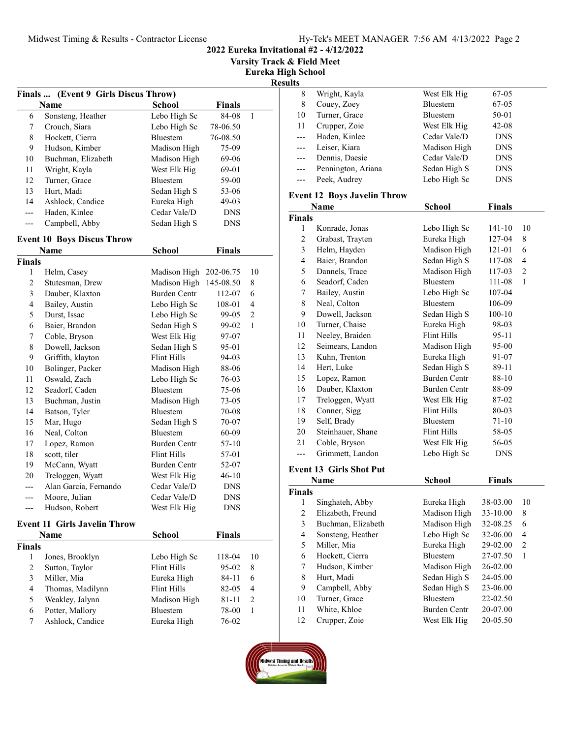## 2022 Eureka Invitational #2 - 4/12/2022
## Varsity Track & Field Meet
## Eureka High School
## Results

### Finals ... (Event 9 Girls Discus Throw)

| | Name | School | Finals | |
|---|---|---|---|---|
| 6 | Sonsteng, Heather | Lebo High Sc | 84-08 | 1 |
| 7 | Crouch, Siara | Lebo High Sc | 78-06.50 | |
| 8 | Hockett, Cierra | Bluestem | 76-08.50 | |
| 9 | Hudson, Kimber | Madison High | 75-09 | |
| 10 | Buchman, Elizabeth | Madison High | 69-06 | |
| 11 | Wright, Kayla | West Elk Hig | 69-01 | |
| 12 | Turner, Grace | Bluestem | 59-00 | |
| 13 | Hurt, Madi | Sedan High S | 53-06 | |
| 14 | Ashlock, Candice | Eureka High | 49-03 | |
| --- | Haden, Kinlee | Cedar Vale/D | DNS | |
| --- | Campbell, Abby | Sedan High S | DNS | |

### Event 10 Boys Discus Throw

| | Name | School | Finals | |
|---|---|---|---|---|
| **Finals** | | | | |
| 1 | Helm, Casey | Madison High | 202-06.75 | 10 |
| 2 | Stutesman, Drew | Madison High | 145-08.50 | 8 |
| 3 | Dauber, Klaxton | Burden Centr | 112-07 | 6 |
| 4 | Bailey, Austin | Lebo High Sc | 108-01 | 4 |
| 5 | Durst, Issac | Lebo High Sc | 99-05 | 2 |
| 6 | Baier, Brandon | Sedan High S | 99-02 | 1 |
| 7 | Coble, Bryson | West Elk Hig | 97-07 | |
| 8 | Dowell, Jackson | Sedan High S | 95-01 | |
| 9 | Griffith, klayton | Flint Hills | 94-03 | |
| 10 | Bolinger, Packer | Madison High | 88-06 | |
| 11 | Oswald, Zach | Lebo High Sc | 76-03 | |
| 12 | Seadorf, Caden | Bluestem | 75-06 | |
| 13 | Buchman, Justin | Madison High | 73-05 | |
| 14 | Batson, Tyler | Bluestem | 70-08 | |
| 15 | Mar, Hugo | Sedan High S | 70-07 | |
| 16 | Neal, Colton | Bluestem | 60-09 | |
| 17 | Lopez, Ramon | Burden Centr | 57-10 | |
| 18 | scott, tiler | Flint Hills | 57-01 | |
| 19 | McCann, Wyatt | Burden Centr | 52-07 | |
| 20 | Treloggen, Wyatt | West Elk Hig | 46-10 | |
| --- | Alan Garcia, Fernando | Cedar Vale/D | DNS | |
| --- | Moore, Julian | Cedar Vale/D | DNS | |
| --- | Hudson, Robert | West Elk Hig | DNS | |

### Event 11 Girls Javelin Throw

| | Name | School | Finals | |
|---|---|---|---|---|
| **Finals** | | | | |
| 1 | Jones, Brooklyn | Lebo High Sc | 118-04 | 10 |
| 2 | Sutton, Taylor | Flint Hills | 95-02 | 8 |
| 3 | Miller, Mia | Eureka High | 84-11 | 6 |
| 4 | Thomas, Madilynn | Flint Hills | 82-05 | 4 |
| 5 | Weakley, Jalynn | Madison High | 81-11 | 2 |
| 6 | Potter, Mallory | Bluestem | 78-00 | 1 |
| 7 | Ashlock, Candice | Eureka High | 76-02 | |
| 8 | Wright, Kayla | West Elk Hig | 67-05 | |
| 8 | Couey, Zoey | Bluestem | 67-05 | |
| 10 | Turner, Grace | Bluestem | 50-01 | |
| 11 | Crupper, Zoie | West Elk Hig | 42-08 | |
| --- | Haden, Kinlee | Cedar Vale/D | DNS | |
| --- | Leiser, Kiara | Madison High | DNS | |
| --- | Dennis, Daesie | Cedar Vale/D | DNS | |
| --- | Pennington, Ariana | Sedan High S | DNS | |
| --- | Peek, Audrey | Lebo High Sc | DNS | |

### Event 12 Boys Javelin Throw

| | Name | School | Finals | |
|---|---|---|---|---|
| **Finals** | | | | |
| 1 | Konrade, Jonas | Lebo High Sc | 141-10 | 10 |
| 2 | Grabast, Trayten | Eureka High | 127-04 | 8 |
| 3 | Helm, Hayden | Madison High | 121-01 | 6 |
| 4 | Baier, Brandon | Sedan High S | 117-08 | 4 |
| 5 | Dannels, Trace | Madison High | 117-03 | 2 |
| 6 | Seadorf, Caden | Bluestem | 111-08 | 1 |
| 7 | Bailey, Austin | Lebo High Sc | 107-04 | |
| 8 | Neal, Colton | Bluestem | 106-09 | |
| 9 | Dowell, Jackson | Sedan High S | 100-10 | |
| 10 | Turner, Chaise | Eureka High | 98-03 | |
| 11 | Neeley, Braiden | Flint Hills | 95-11 | |
| 12 | Seimears, Landon | Madison High | 95-00 | |
| 13 | Kuhn, Trenton | Eureka High | 91-07 | |
| 14 | Hert, Luke | Sedan High S | 89-11 | |
| 15 | Lopez, Ramon | Burden Centr | 88-10 | |
| 16 | Dauber, Klaxton | Burden Centr | 88-09 | |
| 17 | Treloggen, Wyatt | West Elk Hig | 87-02 | |
| 18 | Conner, Sigg | Flint Hills | 80-03 | |
| 19 | Self, Brady | Bluestem | 71-10 | |
| 20 | Steinhauer, Shane | Flint Hills | 58-05 | |
| 21 | Coble, Bryson | West Elk Hig | 56-05 | |
| --- | Grimmett, Landon | Lebo High Sc | DNS | |

### Event 13 Girls Shot Put

| | Name | School | Finals | |
|---|---|---|---|---|
| **Finals** | | | | |
| 1 | Singhateh, Abby | Eureka High | 38-03.00 | 10 |
| 2 | Elizabeth, Freund | Madison High | 33-10.00 | 8 |
| 3 | Buchman, Elizabeth | Madison High | 32-08.25 | 6 |
| 4 | Sonsteng, Heather | Lebo High Sc | 32-06.00 | 4 |
| 5 | Miller, Mia | Eureka High | 29-02.00 | 2 |
| 6 | Hockett, Cierra | Bluestem | 27-07.50 | 1 |
| 7 | Hudson, Kimber | Madison High | 26-02.00 | |
| 8 | Hurt, Madi | Sedan High S | 24-05.00 | |
| 9 | Campbell, Abby | Sedan High S | 23-06.00 | |
| 10 | Turner, Grace | Bluestem | 22-02.50 | |
| 11 | White, Khloe | Burden Centr | 20-07.00 | |
| 12 | Crupper, Zoie | West Elk Hig | 20-05.50 | |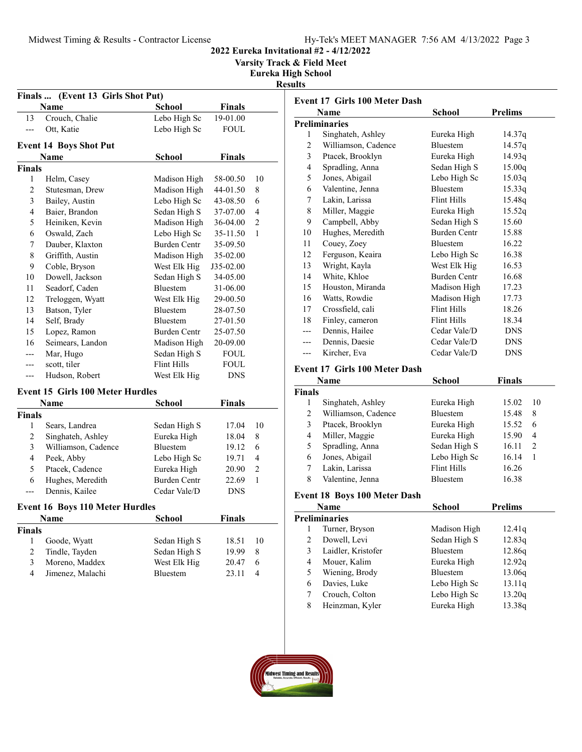# 2022 Eureka Invitational #2 - 4/12/2022

## Varsity Track & Field Meet

## Eureka High School

## Results

### Finals ... (Event 13 Girls Shot Put)

| | Name | School | Finals | |
|---|---|---|---|---|
| 13 | Crouch, Chalie | Lebo High Sc | 19-01.00 | |
| --- | Ott, Katie | Lebo High Sc | FOUL | |

### Event 14 Boys Shot Put

| | Name | School | Finals | |
|---|---|---|---|---|
| **Finals** | | | | |
| 1 | Helm, Casey | Madison High | 58-00.50 | 10 |
| 2 | Stutesman, Drew | Madison High | 44-01.50 | 8 |
| 3 | Bailey, Austin | Lebo High Sc | 43-08.50 | 6 |
| 4 | Baier, Brandon | Sedan High S | 37-07.00 | 4 |
| 5 | Heiniken, Kevin | Madison High | 36-04.00 | 2 |
| 6 | Oswald, Zach | Lebo High Sc | 35-11.50 | 1 |
| 7 | Dauber, Klaxton | Burden Centr | 35-09.50 | |
| 8 | Griffith, Austin | Madison High | 35-02.00 | |
| 9 | Coble, Bryson | West Elk Hig | J35-02.00 | |
| 10 | Dowell, Jackson | Sedan High S | 34-05.00 | |
| 11 | Seadorf, Caden | Bluestem | 31-06.00 | |
| 12 | Treloggen, Wyatt | West Elk Hig | 29-00.50 | |
| 13 | Batson, Tyler | Bluestem | 28-07.50 | |
| 14 | Self, Brady | Bluestem | 27-01.50 | |
| 15 | Lopez, Ramon | Burden Centr | 25-07.50 | |
| 16 | Seimears, Landon | Madison High | 20-09.00 | |
| --- | Mar, Hugo | Sedan High S | FOUL | |
| --- | scott, tiler | Flint Hills | FOUL | |
| --- | Hudson, Robert | West Elk Hig | DNS | |

### Event 15 Girls 100 Meter Hurdles

| | Name | School | Finals | |
|---|---|---|---|---|
| **Finals** | | | | |
| 1 | Sears, Landrea | Sedan High S | 17.04 | 10 |
| 2 | Singhateh, Ashley | Eureka High | 18.04 | 8 |
| 3 | Williamson, Cadence | Bluestem | 19.12 | 6 |
| 4 | Peek, Abby | Lebo High Sc | 19.71 | 4 |
| 5 | Ptacek, Cadence | Eureka High | 20.90 | 2 |
| 6 | Hughes, Meredith | Burden Centr | 22.69 | 1 |
| --- | Dennis, Kailee | Cedar Vale/D | DNS | |

### Event 16 Boys 110 Meter Hurdles

| | Name | School | Finals | |
|---|---|---|---|---|
| **Finals** | | | | |
| 1 | Goode, Wyatt | Sedan High S | 18.51 | 10 |
| 2 | Tindle, Tayden | Sedan High S | 19.99 | 8 |
| 3 | Moreno, Maddex | West Elk Hig | 20.47 | 6 |
| 4 | Jimenez, Malachi | Bluestem | 23.11 | 4 |

### Event 17 Girls 100 Meter Dash

| | Name | School | Prelims |
|---|---|---|---|
| **Preliminaries** | | | |
| 1 | Singhateh, Ashley | Eureka High | 14.37q |
| 2 | Williamson, Cadence | Bluestem | 14.57q |
| 3 | Ptacek, Brooklyn | Eureka High | 14.93q |
| 4 | Spradling, Anna | Sedan High S | 15.00q |
| 5 | Jones, Abigail | Lebo High Sc | 15.03q |
| 6 | Valentine, Jenna | Bluestem | 15.33q |
| 7 | Lakin, Larissa | Flint Hills | 15.48q |
| 8 | Miller, Maggie | Eureka High | 15.52q |
| 9 | Campbell, Abby | Sedan High S | 15.60 |
| 10 | Hughes, Meredith | Burden Centr | 15.88 |
| 11 | Couey, Zoey | Bluestem | 16.22 |
| 12 | Ferguson, Keaira | Lebo High Sc | 16.38 |
| 13 | Wright, Kayla | West Elk Hig | 16.53 |
| 14 | White, Khloe | Burden Centr | 16.68 |
| 15 | Houston, Miranda | Madison High | 17.23 |
| 16 | Watts, Rowdie | Madison High | 17.73 |
| 17 | Crossfield, cali | Flint Hills | 18.26 |
| 18 | Finley, cameron | Flint Hills | 18.34 |
| --- | Dennis, Hailee | Cedar Vale/D | DNS |
| --- | Dennis, Daesie | Cedar Vale/D | DNS |
| --- | Kircher, Eva | Cedar Vale/D | DNS |

### Event 17 Girls 100 Meter Dash

| | Name | School | Finals | |
|---|---|---|---|---|
| **Finals** | | | | |
| 1 | Singhateh, Ashley | Eureka High | 15.02 | 10 |
| 2 | Williamson, Cadence | Bluestem | 15.48 | 8 |
| 3 | Ptacek, Brooklyn | Eureka High | 15.52 | 6 |
| 4 | Miller, Maggie | Eureka High | 15.90 | 4 |
| 5 | Spradling, Anna | Sedan High S | 16.11 | 2 |
| 6 | Jones, Abigail | Lebo High Sc | 16.14 | 1 |
| 7 | Lakin, Larissa | Flint Hills | 16.26 | |
| 8 | Valentine, Jenna | Bluestem | 16.38 | |

### Event 18 Boys 100 Meter Dash

| | Name | School | Prelims |
|---|---|---|---|
| **Preliminaries** | | | |
| 1 | Turner, Bryson | Madison High | 12.41q |
| 2 | Dowell, Levi | Sedan High S | 12.83q |
| 3 | Laidler, Kristofer | Bluestem | 12.86q |
| 4 | Mouer, Kalim | Eureka High | 12.92q |
| 5 | Wiening, Brody | Bluestem | 13.06q |
| 6 | Davies, Luke | Lebo High Sc | 13.11q |
| 7 | Crouch, Colton | Lebo High Sc | 13.20q |
| 8 | Heinzman, Kyler | Eureka High | 13.38q |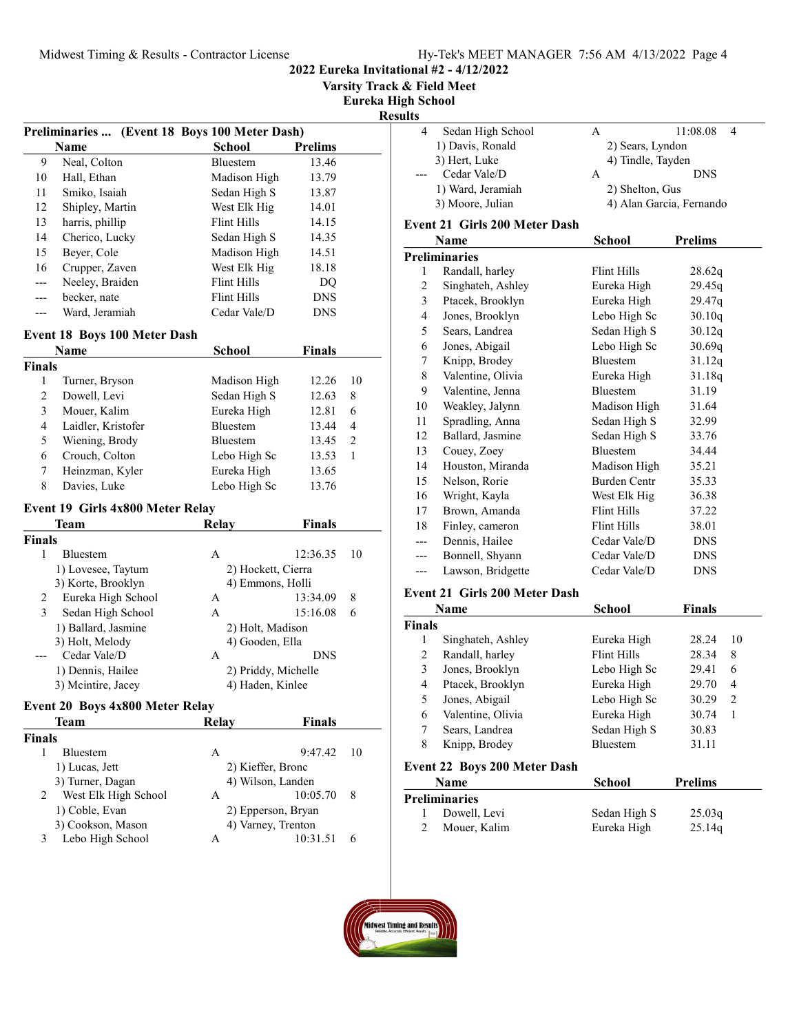## 2022 Eureka Invitational #2 - 4/12/2022
### Varsity Track & Field Meet
### Eureka High School
### Results

**Preliminaries ... (Event 18 Boys 100 Meter Dash)**

| | Name | School | Prelims |
|---|---|---|---|
| 9 | Neal, Colton | Bluestem | 13.46 |
| 10 | Hall, Ethan | Madison High | 13.79 |
| 11 | Smiko, Isaiah | Sedan High S | 13.87 |
| 12 | Shipley, Martin | West Elk Hig | 14.01 |
| 13 | harris, phillip | Flint Hills | 14.15 |
| 14 | Cherico, Lucky | Sedan High S | 14.35 |
| 15 | Beyer, Cole | Madison High | 14.51 |
| 16 | Crupper, Zaven | West Elk Hig | 18.18 |
| --- | Neeley, Braiden | Flint Hills | DQ |
| --- | becker, nate | Flint Hills | DNS |
| --- | Ward, Jeramiah | Cedar Vale/D | DNS |

**Event 18 Boys 100 Meter Dash**

| | Name | School | Finals | |
|---|---|---|---|---|
| **Finals** | | | | |
| 1 | Turner, Bryson | Madison High | 12.26 | 10 |
| 2 | Dowell, Levi | Sedan High S | 12.63 | 8 |
| 3 | Mouer, Kalim | Eureka High | 12.81 | 6 |
| 4 | Laidler, Kristofer | Bluestem | 13.44 | 4 |
| 5 | Wiening, Brody | Bluestem | 13.45 | 2 |
| 6 | Crouch, Colton | Lebo High Sc | 13.53 | 1 |
| 7 | Heinzman, Kyler | Eureka High | 13.65 | |
| 8 | Davies, Luke | Lebo High Sc | 13.76 | |

**Event 19 Girls 4x800 Meter Relay**

| | Team | Relay | Finals | |
|---|---|---|---|---|
| **Finals** | | | | |
| 1 | Bluestem | A | 12:36.35 | 10 |
| | 1) Lovesee, Taytum | 2) Hockett, Cierra | | |
| | 3) Korte, Brooklyn | 4) Emmons, Holli | | |
| 2 | Eureka High School | A | 13:34.09 | 8 |
| 3 | Sedan High School | A | 15:16.08 | 6 |
| | 1) Ballard, Jasmine | 2) Holt, Madison | | |
| | 3) Holt, Melody | 4) Gooden, Ella | | |
| --- | Cedar Vale/D | A | DNS | |
| | 1) Dennis, Hailee | 2) Priddy, Michelle | | |
| | 3) Mcintire, Jacey | 4) Haden, Kinlee | | |

**Event 20 Boys 4x800 Meter Relay**

| | Team | Relay | Finals | |
|---|---|---|---|---|
| **Finals** | | | | |
| 1 | Bluestem | A | 9:47.42 | 10 |
| | 1) Lucas, Jett | 2) Kieffer, Bronc | | |
| | 3) Turner, Dagan | 4) Wilson, Landen | | |
| 2 | West Elk High School | A | 10:05.70 | 8 |
| | 1) Coble, Evan | 2) Epperson, Bryan | | |
| | 3) Cookson, Mason | 4) Varney, Trenton | | |
| 3 | Lebo High School | A | 10:31.51 | 6 |
| 4 | Sedan High School | A | 11:08.08 | 4 |
| | 1) Davis, Ronald | 2) Sears, Lyndon | | |
| | 3) Hert, Luke | 4) Tindle, Tayden | | |
| --- | Cedar Vale/D | A | DNS | |
| | 1) Ward, Jeramiah | 2) Shelton, Gus | | |
| | 3) Moore, Julian | 4) Alan Garcia, Fernando | | |

**Event 21 Girls 200 Meter Dash**

| | Name | School | Prelims |
|---|---|---|---|
| **Preliminaries** | | | |
| 1 | Randall, harley | Flint Hills | 28.62q |
| 2 | Singhateh, Ashley | Eureka High | 29.45q |
| 3 | Ptacek, Brooklyn | Eureka High | 29.47q |
| 4 | Jones, Brooklyn | Lebo High Sc | 30.10q |
| 5 | Sears, Landrea | Sedan High S | 30.12q |
| 6 | Jones, Abigail | Lebo High Sc | 30.69q |
| 7 | Knipp, Brodey | Bluestem | 31.12q |
| 8 | Valentine, Olivia | Eureka High | 31.18q |
| 9 | Valentine, Jenna | Bluestem | 31.19 |
| 10 | Weakley, Jalynn | Madison High | 31.64 |
| 11 | Spradling, Anna | Sedan High S | 32.99 |
| 12 | Ballard, Jasmine | Sedan High S | 33.76 |
| 13 | Couey, Zoey | Bluestem | 34.44 |
| 14 | Houston, Miranda | Madison High | 35.21 |
| 15 | Nelson, Rorie | Burden Centr | 35.33 |
| 16 | Wright, Kayla | West Elk Hig | 36.38 |
| 17 | Brown, Amanda | Flint Hills | 37.22 |
| 18 | Finley, cameron | Flint Hills | 38.01 |
| --- | Dennis, Hailee | Cedar Vale/D | DNS |
| --- | Bonnell, Shyann | Cedar Vale/D | DNS |
| --- | Lawson, Bridgette | Cedar Vale/D | DNS |

**Event 21 Girls 200 Meter Dash**

| | Name | School | Finals | |
|---|---|---|---|---|
| **Finals** | | | | |
| 1 | Singhateh, Ashley | Eureka High | 28.24 | 10 |
| 2 | Randall, harley | Flint Hills | 28.34 | 8 |
| 3 | Jones, Brooklyn | Lebo High Sc | 29.41 | 6 |
| 4 | Ptacek, Brooklyn | Eureka High | 29.70 | 4 |
| 5 | Jones, Abigail | Lebo High Sc | 30.29 | 2 |
| 6 | Valentine, Olivia | Eureka High | 30.74 | 1 |
| 7 | Sears, Landrea | Sedan High S | 30.83 | |
| 8 | Knipp, Brodey | Bluestem | 31.11 | |

**Event 22 Boys 200 Meter Dash**

| | Name | School | Prelims |
|---|---|---|---|
| **Preliminaries** | | | |
| 1 | Dowell, Levi | Sedan High S | 25.03q |
| 2 | Mouer, Kalim | Eureka High | 25.14q |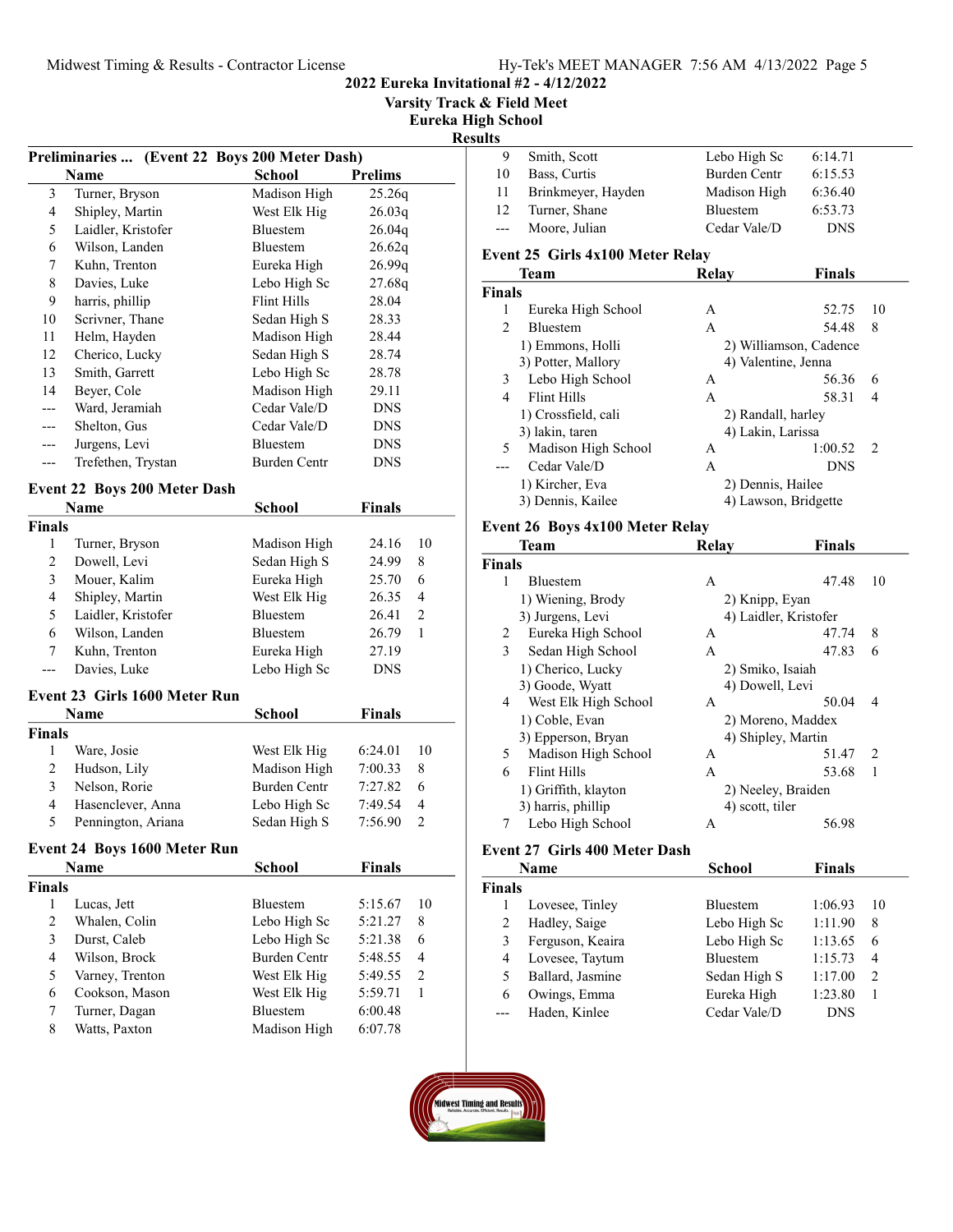# 2022 Eureka Invitational #2 - 4/12/2022

## Varsity Track & Field Meet

### Eureka High School

### Results

**Preliminaries ... (Event 22 Boys 200 Meter Dash)**

| | Name | School | Prelims |
|---|---|---|---|
| 3 | Turner, Bryson | Madison High | 25.26q |
| 4 | Shipley, Martin | West Elk Hig | 26.03q |
| 5 | Laidler, Kristofer | Bluestem | 26.04q |
| 6 | Wilson, Landen | Bluestem | 26.62q |
| 7 | Kuhn, Trenton | Eureka High | 26.99q |
| 8 | Davies, Luke | Lebo High Sc | 27.68q |
| 9 | harris, phillip | Flint Hills | 28.04 |
| 10 | Scrivner, Thane | Sedan High S | 28.33 |
| 11 | Helm, Hayden | Madison High | 28.44 |
| 12 | Cherico, Lucky | Sedan High S | 28.74 |
| 13 | Smith, Garrett | Lebo High Sc | 28.78 |
| 14 | Beyer, Cole | Madison High | 29.11 |
| --- | Ward, Jeramiah | Cedar Vale/D | DNS |
| --- | Shelton, Gus | Cedar Vale/D | DNS |
| --- | Jurgens, Levi | Bluestem | DNS |
| --- | Trefethen, Trystan | Burden Centr | DNS |

**Event 22 Boys 200 Meter Dash**

| | Name | School | Finals | |
|---|---|---|---|---|
| **Finals** | | | | |
| 1 | Turner, Bryson | Madison High | 24.16 | 10 |
| 2 | Dowell, Levi | Sedan High S | 24.99 | 8 |
| 3 | Mouer, Kalim | Eureka High | 25.70 | 6 |
| 4 | Shipley, Martin | West Elk Hig | 26.35 | 4 |
| 5 | Laidler, Kristofer | Bluestem | 26.41 | 2 |
| 6 | Wilson, Landen | Bluestem | 26.79 | 1 |
| 7 | Kuhn, Trenton | Eureka High | 27.19 | |
| --- | Davies, Luke | Lebo High Sc | DNS | |

**Event 23 Girls 1600 Meter Run**

| | Name | School | Finals | |
|---|---|---|---|---|
| **Finals** | | | | |
| 1 | Ware, Josie | West Elk Hig | 6:24.01 | 10 |
| 2 | Hudson, Lily | Madison High | 7:00.33 | 8 |
| 3 | Nelson, Rorie | Burden Centr | 7:27.82 | 6 |
| 4 | Hasenclever, Anna | Lebo High Sc | 7:49.54 | 4 |
| 5 | Pennington, Ariana | Sedan High S | 7:56.90 | 2 |

**Event 24 Boys 1600 Meter Run**

| | Name | School | Finals | |
|---|---|---|---|---|
| **Finals** | | | | |
| 1 | Lucas, Jett | Bluestem | 5:15.67 | 10 |
| 2 | Whalen, Colin | Lebo High Sc | 5:21.27 | 8 |
| 3 | Durst, Caleb | Lebo High Sc | 5:21.38 | 6 |
| 4 | Wilson, Brock | Burden Centr | 5:48.55 | 4 |
| 5 | Varney, Trenton | West Elk Hig | 5:49.55 | 2 |
| 6 | Cookson, Mason | West Elk Hig | 5:59.71 | 1 |
| 7 | Turner, Dagan | Bluestem | 6:00.48 | |
| 8 | Watts, Paxton | Madison High | 6:07.78 | |
| 9 | Smith, Scott | Lebo High Sc | 6:14.71 | |
| 10 | Bass, Curtis | Burden Centr | 6:15.53 | |
| 11 | Brinkmeyer, Hayden | Madison High | 6:36.40 | |
| 12 | Turner, Shane | Bluestem | 6:53.73 | |
| --- | Moore, Julian | Cedar Vale/D | DNS | |

**Event 25 Girls 4x100 Meter Relay**

| | Team | Relay | Finals | |
|---|---|---|---|---|
| **Finals** | | | | |
| 1 | Eureka High School | A | 52.75 | 10 |
| 2 | Bluestem | A | 54.48 | 8 |
| | 1) Emmons, Holli | 2) Williamson, Cadence | | |
| | 3) Potter, Mallory | 4) Valentine, Jenna | | |
| 3 | Lebo High School | A | 56.36 | 6 |
| 4 | Flint Hills | A | 58.31 | 4 |
| | 1) Crossfield, cali | 2) Randall, harley | | |
| | 3) lakin, taren | 4) Lakin, Larissa | | |
| 5 | Madison High School | A | 1:00.52 | 2 |
| --- | Cedar Vale/D | A | DNS | |
| | 1) Kircher, Eva | 2) Dennis, Hailee | | |
| | 3) Dennis, Kailee | 4) Lawson, Bridgette | | |

**Event 26 Boys 4x100 Meter Relay**

| | Team | Relay | Finals | |
|---|---|---|---|---|
| **Finals** | | | | |
| 1 | Bluestem | A | 47.48 | 10 |
| | 1) Wiening, Brody | 2) Knipp, Eyan | | |
| | 3) Jurgens, Levi | 4) Laidler, Kristofer | | |
| 2 | Eureka High School | A | 47.74 | 8 |
| 3 | Sedan High School | A | 47.83 | 6 |
| | 1) Cherico, Lucky | 2) Smiko, Isaiah | | |
| | 3) Goode, Wyatt | 4) Dowell, Levi | | |
| 4 | West Elk High School | A | 50.04 | 4 |
| | 1) Coble, Evan | 2) Moreno, Maddex | | |
| | 3) Epperson, Bryan | 4) Shipley, Martin | | |
| 5 | Madison High School | A | 51.47 | 2 |
| 6 | Flint Hills | A | 53.68 | 1 |
| | 1) Griffith, klayton | 2) Neeley, Braiden | | |
| | 3) harris, phillip | 4) scott, tiler | | |
| 7 | Lebo High School | A | 56.98 | |

**Event 27 Girls 400 Meter Dash**

| | Name | School | Finals | |
|---|---|---|---|---|
| **Finals** | | | | |
| 1 | Lovesee, Tinley | Bluestem | 1:06.93 | 10 |
| 2 | Hadley, Saige | Lebo High Sc | 1:11.90 | 8 |
| 3 | Ferguson, Keaira | Lebo High Sc | 1:13.65 | 6 |
| 4 | Lovesee, Taytum | Bluestem | 1:15.73 | 4 |
| 5 | Ballard, Jasmine | Sedan High S | 1:17.00 | 2 |
| 6 | Owings, Emma | Eureka High | 1:23.80 | 1 |
| --- | Haden, Kinlee | Cedar Vale/D | DNS | |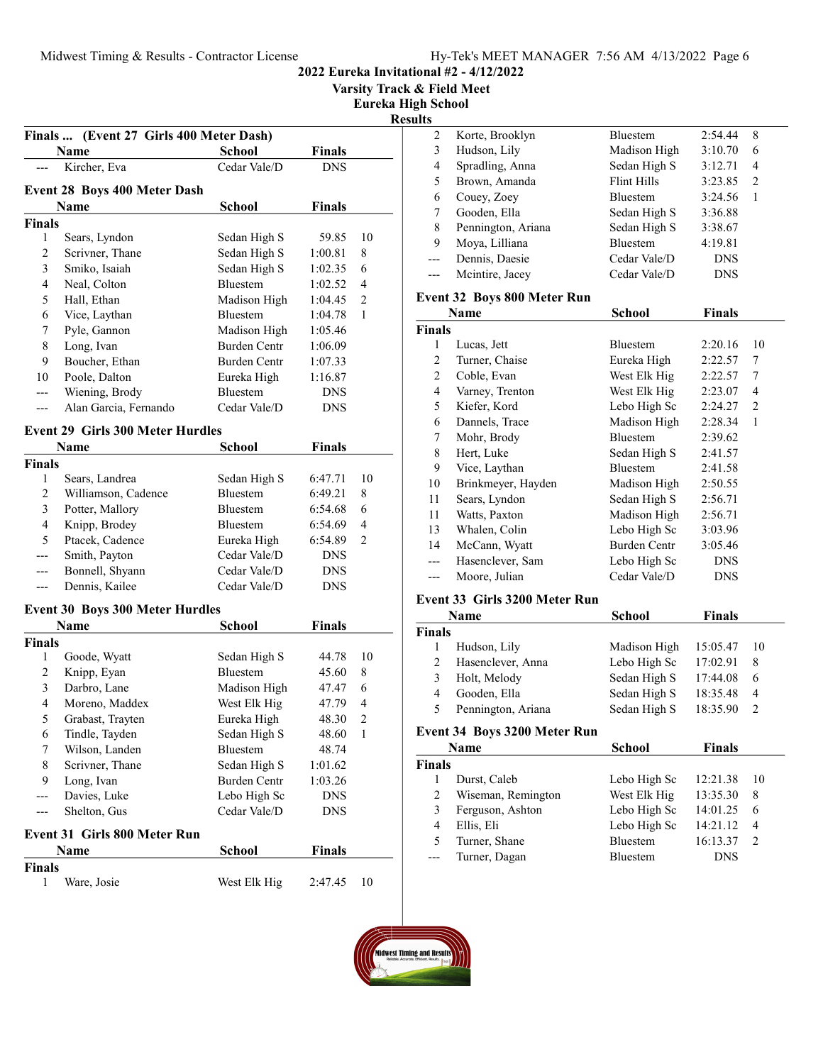# 2022 Eureka Invitational #2 - 4/12/2022

## Varsity Track & Field Meet

## Eureka High School

## Results

### Finals ... (Event 27 Girls 400 Meter Dash)

| | Name | School | Finals | |
|---|---|---|---|---|
| --- | Kircher, Eva | Cedar Vale/D | DNS | |

### Event 28 Boys 400 Meter Dash

| | Name | School | Finals | |
|---|---|---|---|---|
| **Finals** | | | | |
| 1 | Sears, Lyndon | Sedan High S | 59.85 | 10 |
| 2 | Scrivner, Thane | Sedan High S | 1:00.81 | 8 |
| 3 | Smiko, Isaiah | Sedan High S | 1:02.35 | 6 |
| 4 | Neal, Colton | Bluestem | 1:02.52 | 4 |
| 5 | Hall, Ethan | Madison High | 1:04.45 | 2 |
| 6 | Vice, Laythan | Bluestem | 1:04.78 | 1 |
| 7 | Pyle, Gannon | Madison High | 1:05.46 | |
| 8 | Long, Ivan | Burden Centr | 1:06.09 | |
| 9 | Boucher, Ethan | Burden Centr | 1:07.33 | |
| 10 | Poole, Dalton | Eureka High | 1:16.87 | |
| --- | Wiening, Brody | Bluestem | DNS | |
| --- | Alan Garcia, Fernando | Cedar Vale/D | DNS | |

### Event 29 Girls 300 Meter Hurdles

| | Name | School | Finals | |
|---|---|---|---|---|
| **Finals** | | | | |
| 1 | Sears, Landrea | Sedan High S | 6:47.71 | 10 |
| 2 | Williamson, Cadence | Bluestem | 6:49.21 | 8 |
| 3 | Potter, Mallory | Bluestem | 6:54.68 | 6 |
| 4 | Knipp, Brodey | Bluestem | 6:54.69 | 4 |
| 5 | Ptacek, Cadence | Eureka High | 6:54.89 | 2 |
| --- | Smith, Payton | Cedar Vale/D | DNS | |
| --- | Bonnell, Shyann | Cedar Vale/D | DNS | |
| --- | Dennis, Kailee | Cedar Vale/D | DNS | |

### Event 30 Boys 300 Meter Hurdles

| | Name | School | Finals | |
|---|---|---|---|---|
| **Finals** | | | | |
| 1 | Goode, Wyatt | Sedan High S | 44.78 | 10 |
| 2 | Knipp, Eyan | Bluestem | 45.60 | 8 |
| 3 | Darbro, Lane | Madison High | 47.47 | 6 |
| 4 | Moreno, Maddex | West Elk Hig | 47.79 | 4 |
| 5 | Grabast, Trayten | Eureka High | 48.30 | 2 |
| 6 | Tindle, Tayden | Sedan High S | 48.60 | 1 |
| 7 | Wilson, Landen | Bluestem | 48.74 | |
| 8 | Scrivner, Thane | Sedan High S | 1:01.62 | |
| 9 | Long, Ivan | Burden Centr | 1:03.26 | |
| --- | Davies, Luke | Lebo High Sc | DNS | |
| --- | Shelton, Gus | Cedar Vale/D | DNS | |

### Event 31 Girls 800 Meter Run

| | Name | School | Finals | |
|---|---|---|---|---|
| **Finals** | | | | |
| 1 | Ware, Josie | West Elk Hig | 2:47.45 | 10 |
| 2 | Korte, Brooklyn | Bluestem | 2:54.44 | 8 |
| 3 | Hudson, Lily | Madison High | 3:10.70 | 6 |
| 4 | Spradling, Anna | Sedan High S | 3:12.71 | 4 |
| 5 | Brown, Amanda | Flint Hills | 3:23.85 | 2 |
| 6 | Couey, Zoey | Bluestem | 3:24.56 | 1 |
| 7 | Gooden, Ella | Sedan High S | 3:36.88 | |
| 8 | Pennington, Ariana | Sedan High S | 3:38.67 | |
| 9 | Moya, Lilliana | Bluestem | 4:19.81 | |
| --- | Dennis, Daesie | Cedar Vale/D | DNS | |
| --- | Mcintire, Jacey | Cedar Vale/D | DNS | |

### Event 32 Boys 800 Meter Run

| | Name | School | Finals | |
|---|---|---|---|---|
| **Finals** | | | | |
| 1 | Lucas, Jett | Bluestem | 2:20.16 | 10 |
| 2 | Turner, Chaise | Eureka High | 2:22.57 | 7 |
| 2 | Coble, Evan | West Elk Hig | 2:22.57 | 7 |
| 4 | Varney, Trenton | West Elk Hig | 2:23.07 | 4 |
| 5 | Kiefer, Kord | Lebo High Sc | 2:24.27 | 2 |
| 6 | Dannels, Trace | Madison High | 2:28.34 | 1 |
| 7 | Mohr, Brody | Bluestem | 2:39.62 | |
| 8 | Hert, Luke | Sedan High S | 2:41.57 | |
| 9 | Vice, Laythan | Bluestem | 2:41.58 | |
| 10 | Brinkmeyer, Hayden | Madison High | 2:50.55 | |
| 11 | Sears, Lyndon | Sedan High S | 2:56.71 | |
| 11 | Watts, Paxton | Madison High | 2:56.71 | |
| 13 | Whalen, Colin | Lebo High Sc | 3:03.96 | |
| 14 | McCann, Wyatt | Burden Centr | 3:05.46 | |
| --- | Hasenclever, Sam | Lebo High Sc | DNS | |
| --- | Moore, Julian | Cedar Vale/D | DNS | |

### Event 33 Girls 3200 Meter Run

| | Name | School | Finals | |
|---|---|---|---|---|
| **Finals** | | | | |
| 1 | Hudson, Lily | Madison High | 15:05.47 | 10 |
| 2 | Hasenclever, Anna | Lebo High Sc | 17:02.91 | 8 |
| 3 | Holt, Melody | Sedan High S | 17:44.08 | 6 |
| 4 | Gooden, Ella | Sedan High S | 18:35.48 | 4 |
| 5 | Pennington, Ariana | Sedan High S | 18:35.90 | 2 |

### Event 34 Boys 3200 Meter Run

| | Name | School | Finals | |
|---|---|---|---|---|
| **Finals** | | | | |
| 1 | Durst, Caleb | Lebo High Sc | 12:21.38 | 10 |
| 2 | Wiseman, Remington | West Elk Hig | 13:35.30 | 8 |
| 3 | Ferguson, Ashton | Lebo High Sc | 14:01.25 | 6 |
| 4 | Ellis, Eli | Lebo High Sc | 14:21.12 | 4 |
| 5 | Turner, Shane | Bluestem | 16:13.37 | 2 |
| --- | Turner, Dagan | Bluestem | DNS | |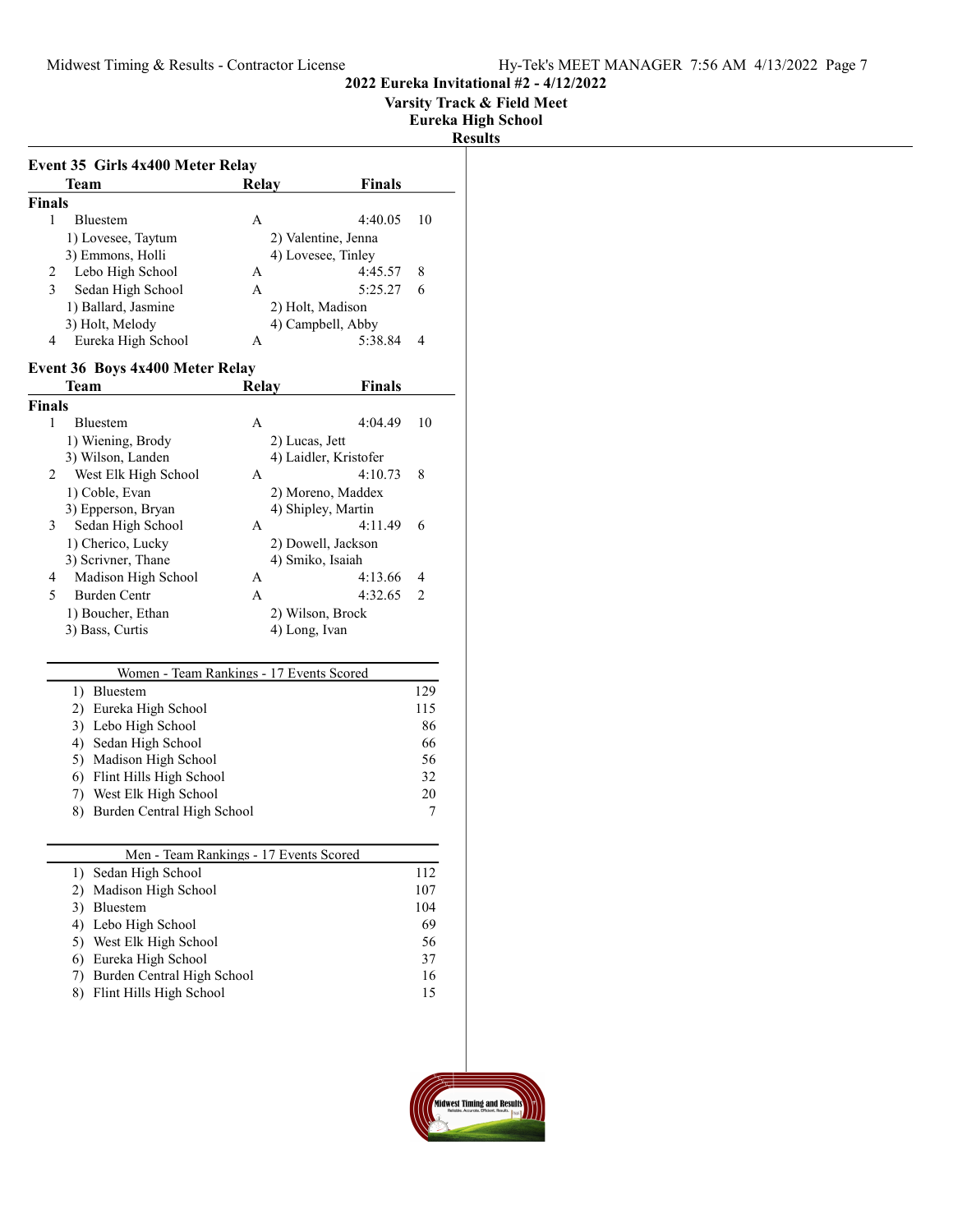2022 Eureka Invitational #2 - 4/12/2022

Varsity Track & Field Meet

Eureka High School

Results

### Event 35 Girls 4x400 Meter Relay

| | Team | Relay | Finals | |
|---|---|---|---|---|
| **Finals** | | | | |
| 1 | Bluestem | A | 4:40.05 | 10 |
| | 1) Lovesee, Taytum | 2) Valentine, Jenna | | |
| | 3) Emmons, Holli | 4) Lovesee, Tinley | | |
| 2 | Lebo High School | A | 4:45.57 | 8 |
| 3 | Sedan High School | A | 5:25.27 | 6 |
| | 1) Ballard, Jasmine | 2) Holt, Madison | | |
| | 3) Holt, Melody | 4) Campbell, Abby | | |
| 4 | Eureka High School | A | 5:38.84 | 4 |

### Event 36 Boys 4x400 Meter Relay

| | Team | Relay | Finals | |
|---|---|---|---|---|
| **Finals** | | | | |
| 1 | Bluestem | A | 4:04.49 | 10 |
| | 1) Wiening, Brody | 2) Lucas, Jett | | |
| | 3) Wilson, Landen | 4) Laidler, Kristofer | | |
| 2 | West Elk High School | A | 4:10.73 | 8 |
| | 1) Coble, Evan | 2) Moreno, Maddex | | |
| | 3) Epperson, Bryan | 4) Shipley, Martin | | |
| 3 | Sedan High School | A | 4:11.49 | 6 |
| | 1) Cherico, Lucky | 2) Dowell, Jackson | | |
| | 3) Scrivner, Thane | 4) Smiko, Isaiah | | |
| 4 | Madison High School | A | 4:13.66 | 4 |
| 5 | Burden Centr | A | 4:32.65 | 2 |
| | 1) Boucher, Ethan | 2) Wilson, Brock | | |
| | 3) Bass, Curtis | 4) Long, Ivan | | |

| Women - Team Rankings - 17 Events Scored | |
|---|---|
| 1) Bluestem | 129 |
| 2) Eureka High School | 115 |
| 3) Lebo High School | 86 |
| 4) Sedan High School | 66 |
| 5) Madison High School | 56 |
| 6) Flint Hills High School | 32 |
| 7) West Elk High School | 20 |
| 8) Burden Central High School | 7 |

| Men - Team Rankings - 17 Events Scored | |
|---|---|
| 1) Sedan High School | 112 |
| 2) Madison High School | 107 |
| 3) Bluestem | 104 |
| 4) Lebo High School | 69 |
| 5) West Elk High School | 56 |
| 6) Eureka High School | 37 |
| 7) Burden Central High School | 16 |
| 8) Flint Hills High School | 15 |